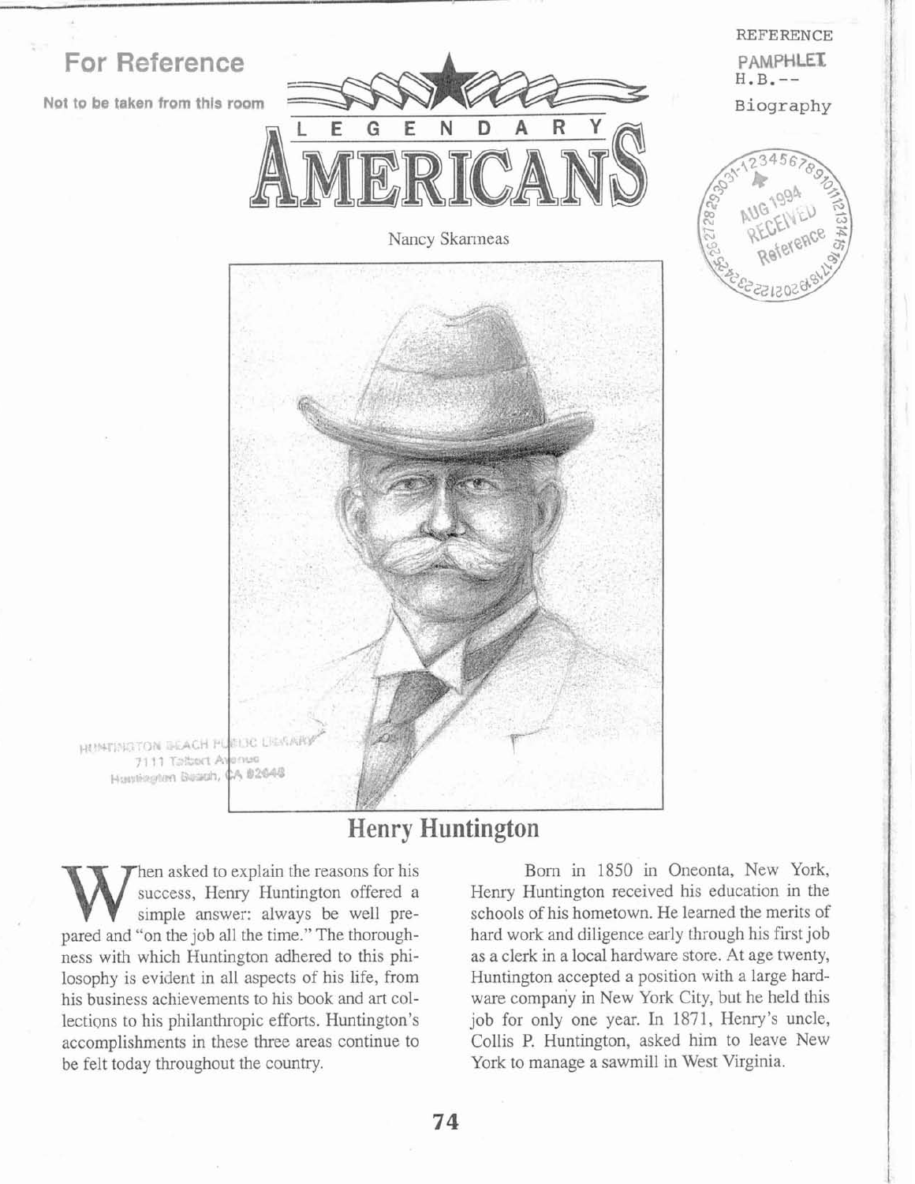For Reference

Not to be taken from this room

REFERENCE
PAMPHLET
H.B.--
Biography

# LEGENDARY AMERICANS

Nancy Skarmeas

HUNTINGTON BEACH PUBLIC LIBRARY
7111 Talbert Avenue
Huntington Beach, CA 92648

## Henry Huntington

When asked to explain the reasons for his success, Henry Huntington offered a simple answer: always be well prepared and "on the job all the time." The thoroughness with which Huntington adhered to this philosophy is evident in all aspects of his life, from his business achievements to his book and art collections to his philanthropic efforts. Huntington's accomplishments in these three areas continue to be felt today throughout the country.

Born in 1850 in Oneonta, New York, Henry Huntington received his education in the schools of his hometown. He learned the merits of hard work and diligence early through his first job as a clerk in a local hardware store. At age twenty, Huntington accepted a position with a large hardware company in New York City, but he held this job for only one year. In 1871, Henry's uncle, Collis P. Huntington, asked him to leave New York to manage a sawmill in West Virginia.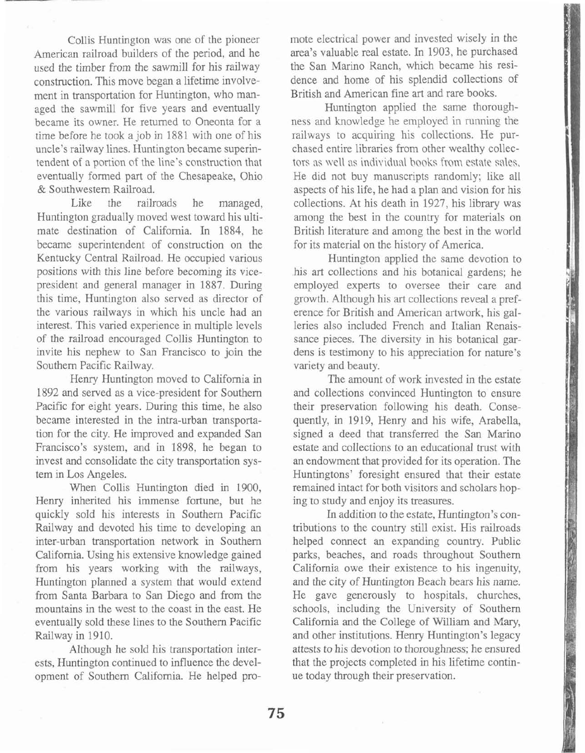Collis Huntington was one of the pioneer American railroad builders of the period, and he used the timber from the sawmill for his railway construction. This move began a lifetime involvement in transportation for Huntington, who managed the sawmill for five years and eventually became its owner. He returned to Oneonta for a time before he took a job in 1881 with one of his uncle's railway lines. Huntington became superintendent of a portion of the line's construction that eventually formed part of the Chesapeake, Ohio & Southwestern Railroad.

Like the railroads he managed, Huntington gradually moved west toward his ultimate destination of California. In 1884, he became superintendent of construction on the Kentucky Central Railroad. He occupied various positions with this line before becoming its vice-president and general manager in 1887. During this time, Huntington also served as director of the various railways in which his uncle had an interest. This varied experience in multiple levels of the railroad encouraged Collis Huntington to invite his nephew to San Francisco to join the Southern Pacific Railway.

Henry Huntington moved to California in 1892 and served as a vice-president for Southern Pacific for eight years. During this time, he also became interested in the intra-urban transportation for the city. He improved and expanded San Francisco's system, and in 1898, he began to invest and consolidate the city transportation system in Los Angeles.

When Collis Huntington died in 1900, Henry inherited his immense fortune, but he quickly sold his interests in Southern Pacific Railway and devoted his time to developing an inter-urban transportation network in Southern California. Using his extensive knowledge gained from his years working with the railways, Huntington planned a system that would extend from Santa Barbara to San Diego and from the mountains in the west to the coast in the east. He eventually sold these lines to the Southern Pacific Railway in 1910.

Although he sold his transportation interests, Huntington continued to influence the development of Southern California. He helped promote electrical power and invested wisely in the area's valuable real estate. In 1903, he purchased the San Marino Ranch, which became his residence and home of his splendid collections of British and American fine art and rare books.

Huntington applied the same thoroughness and knowledge he employed in running the railways to acquiring his collections. He purchased entire libraries from other wealthy collectors as well as individual books from estate sales. He did not buy manuscripts randomly; like all aspects of his life, he had a plan and vision for his collections. At his death in 1927, his library was among the best in the country for materials on British literature and among the best in the world for its material on the history of America.

Huntington applied the same devotion to his art collections and his botanical gardens; he employed experts to oversee their care and growth. Although his art collections reveal a preference for British and American artwork, his galleries also included French and Italian Renaissance pieces. The diversity in his botanical gardens is testimony to his appreciation for nature's variety and beauty.

The amount of work invested in the estate and collections convinced Huntington to ensure their preservation following his death. Consequently, in 1919, Henry and his wife, Arabella, signed a deed that transferred the San Marino estate and collections to an educational trust with an endowment that provided for its operation. The Huntingtons' foresight ensured that their estate remained intact for both visitors and scholars hoping to study and enjoy its treasures.

In addition to the estate, Huntington's contributions to the country still exist. His railroads helped connect an expanding country. Public parks, beaches, and roads throughout Southern California owe their existence to his ingenuity, and the city of Huntington Beach bears his name. He gave generously to hospitals, churches, schools, including the University of Southern California and the College of William and Mary, and other institutions. Henry Huntington's legacy attests to his devotion to thoroughness; he ensured that the projects completed in his lifetime continue today through their preservation.